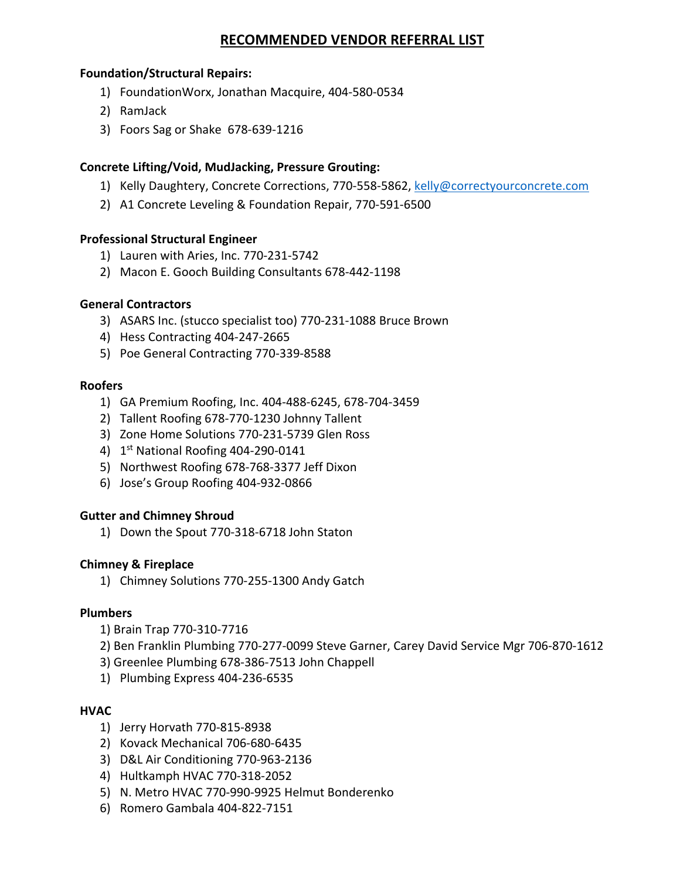# RECOMMENDED VENDOR REFERRAL LIST

**Foundation/Structural Repairs:**

1) FoundationWorx, Jonathan Macquire, 404-580-0534
2) RamJack
3) Foors Sag or Shake  678-639-1216

**Concrete Lifting/Void, MudJacking, Pressure Grouting:**

1) Kelly Daughtery, Concrete Corrections, 770-558-5862, kelly@correctyourconcrete.com
2) A1 Concrete Leveling & Foundation Repair, 770-591-6500

**Professional Structural Engineer**

1) Lauren with Aries, Inc. 770-231-5742
2) Macon E. Gooch Building Consultants 678-442-1198

**General Contractors**

3) ASARS Inc. (stucco specialist too) 770-231-1088 Bruce Brown
4) Hess Contracting 404-247-2665
5) Poe General Contracting 770-339-8588

**Roofers**

1) GA Premium Roofing, Inc. 404-488-6245, 678-704-3459
2) Tallent Roofing 678-770-1230 Johnny Tallent
3) Zone Home Solutions 770-231-5739 Glen Ross
4) 1st National Roofing 404-290-0141
5) Northwest Roofing 678-768-3377 Jeff Dixon
6) Jose's Group Roofing 404-932-0866

**Gutter and Chimney Shroud**

1) Down the Spout 770-318-6718 John Staton

**Chimney & Fireplace**

1) Chimney Solutions 770-255-1300 Andy Gatch

**Plumbers**

1) Brain Trap 770-310-7716
2) Ben Franklin Plumbing 770-277-0099 Steve Garner, Carey David Service Mgr 706-870-1612
3) Greenlee Plumbing 678-386-7513 John Chappell
1) Plumbing Express 404-236-6535

**HVAC**

1) Jerry Horvath 770-815-8938
2) Kovack Mechanical 706-680-6435
3) D&L Air Conditioning 770-963-2136
4) Hultkamph HVAC 770-318-2052
5) N. Metro HVAC 770-990-9925 Helmut Bonderenko
6) Romero Gambala 404-822-7151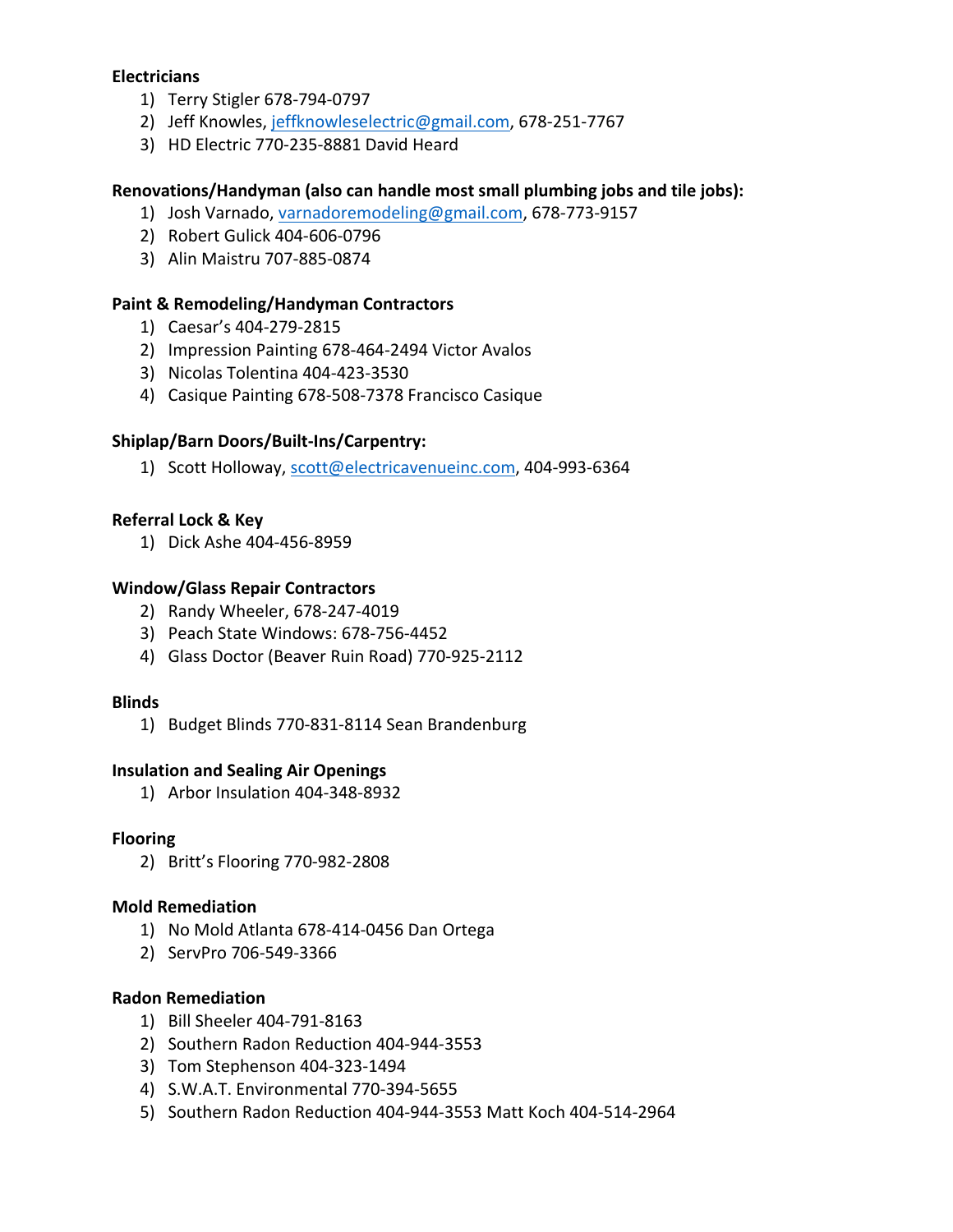**Electricians**

1) Terry Stigler 678-794-0797
2) Jeff Knowles, jeffknowleselectric@gmail.com, 678-251-7767
3) HD Electric 770-235-8881 David Heard

**Renovations/Handyman (also can handle most small plumbing jobs and tile jobs):**

1) Josh Varnado, varnadoremodeling@gmail.com, 678-773-9157
2) Robert Gulick 404-606-0796
3) Alin Maistru 707-885-0874

**Paint & Remodeling/Handyman Contractors**

1) Caesar's 404-279-2815
2) Impression Painting 678-464-2494 Victor Avalos
3) Nicolas Tolentina 404-423-3530
4) Casique Painting 678-508-7378 Francisco Casique

**Shiplap/Barn Doors/Built-Ins/Carpentry:**

1) Scott Holloway, scott@electricavenueinc.com, 404-993-6364

**Referral Lock & Key**

1) Dick Ashe 404-456-8959

**Window/Glass Repair Contractors**

2) Randy Wheeler, 678-247-4019
3) Peach State Windows: 678-756-4452
4) Glass Doctor (Beaver Ruin Road) 770-925-2112

**Blinds**

1) Budget Blinds 770-831-8114 Sean Brandenburg

**Insulation and Sealing Air Openings**

1) Arbor Insulation 404-348-8932

**Flooring**

2) Britt's Flooring 770-982-2808

**Mold Remediation**

1) No Mold Atlanta 678-414-0456 Dan Ortega
2) ServPro 706-549-3366

**Radon Remediation**

1) Bill Sheeler 404-791-8163
2) Southern Radon Reduction 404-944-3553
3) Tom Stephenson 404-323-1494
4) S.W.A.T. Environmental 770-394-5655
5) Southern Radon Reduction 404-944-3553 Matt Koch 404-514-2964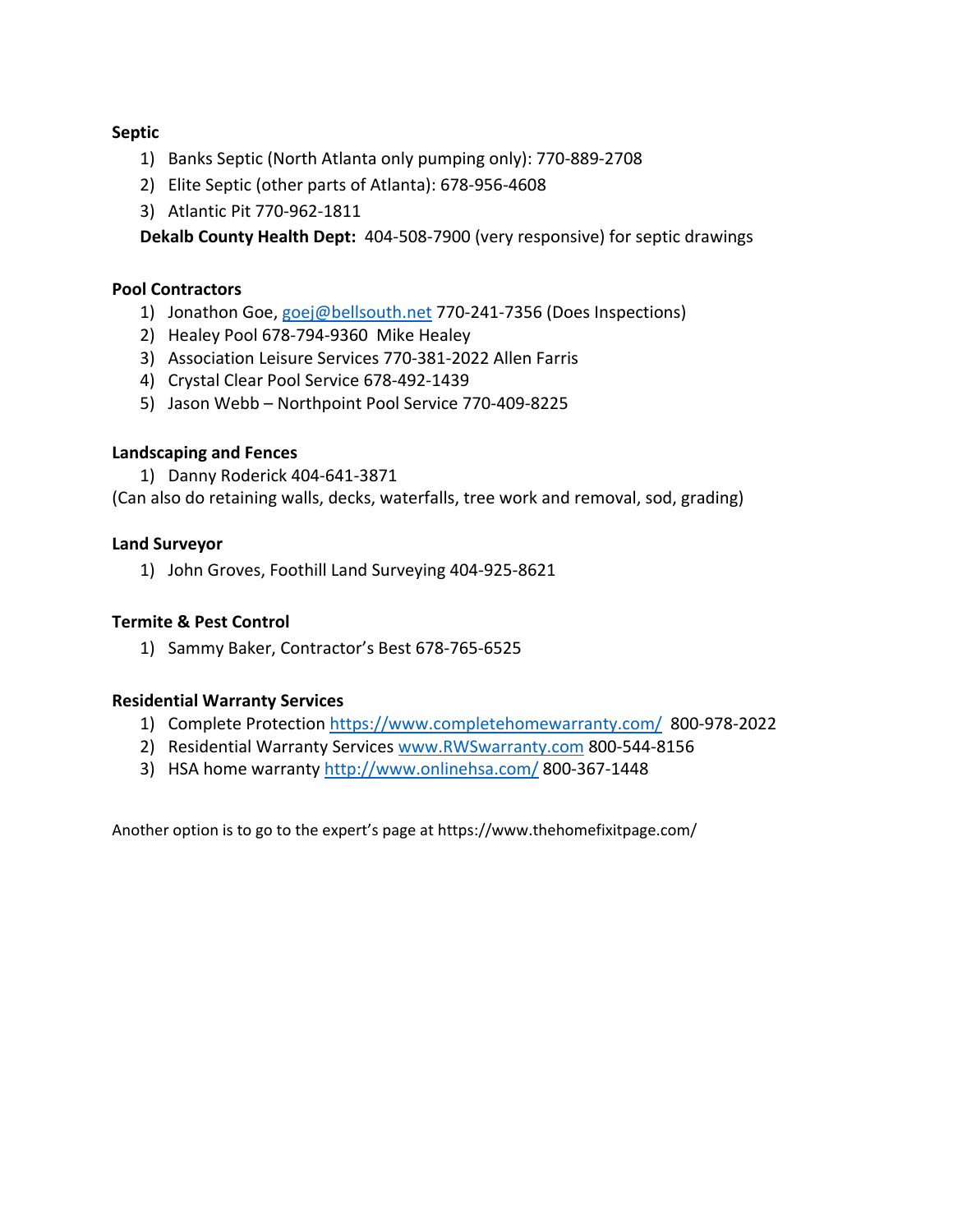**Septic**

1) Banks Septic (North Atlanta only pumping only): 770-889-2708
2) Elite Septic (other parts of Atlanta): 678-956-4608
3) Atlantic Pit 770-962-1811

**Dekalb County Health Dept:** 404-508-7900 (very responsive) for septic drawings

**Pool Contractors**

1) Jonathon Goe, goej@bellsouth.net 770-241-7356 (Does Inspections)
2) Healey Pool 678-794-9360 Mike Healey
3) Association Leisure Services 770-381-2022 Allen Farris
4) Crystal Clear Pool Service 678-492-1439
5) Jason Webb – Northpoint Pool Service 770-409-8225

**Landscaping and Fences**

1) Danny Roderick 404-641-3871

(Can also do retaining walls, decks, waterfalls, tree work and removal, sod, grading)

**Land Surveyor**

1) John Groves, Foothill Land Surveying 404-925-8621

**Termite & Pest Control**

1) Sammy Baker, Contractor's Best 678-765-6525

**Residential Warranty Services**

1) Complete Protection https://www.completehomewarranty.com/ 800-978-2022
2) Residential Warranty Services www.RWSwarranty.com 800-544-8156
3) HSA home warranty http://www.onlinehsa.com/ 800-367-1448

Another option is to go to the expert's page at https://www.thehomefixitpage.com/